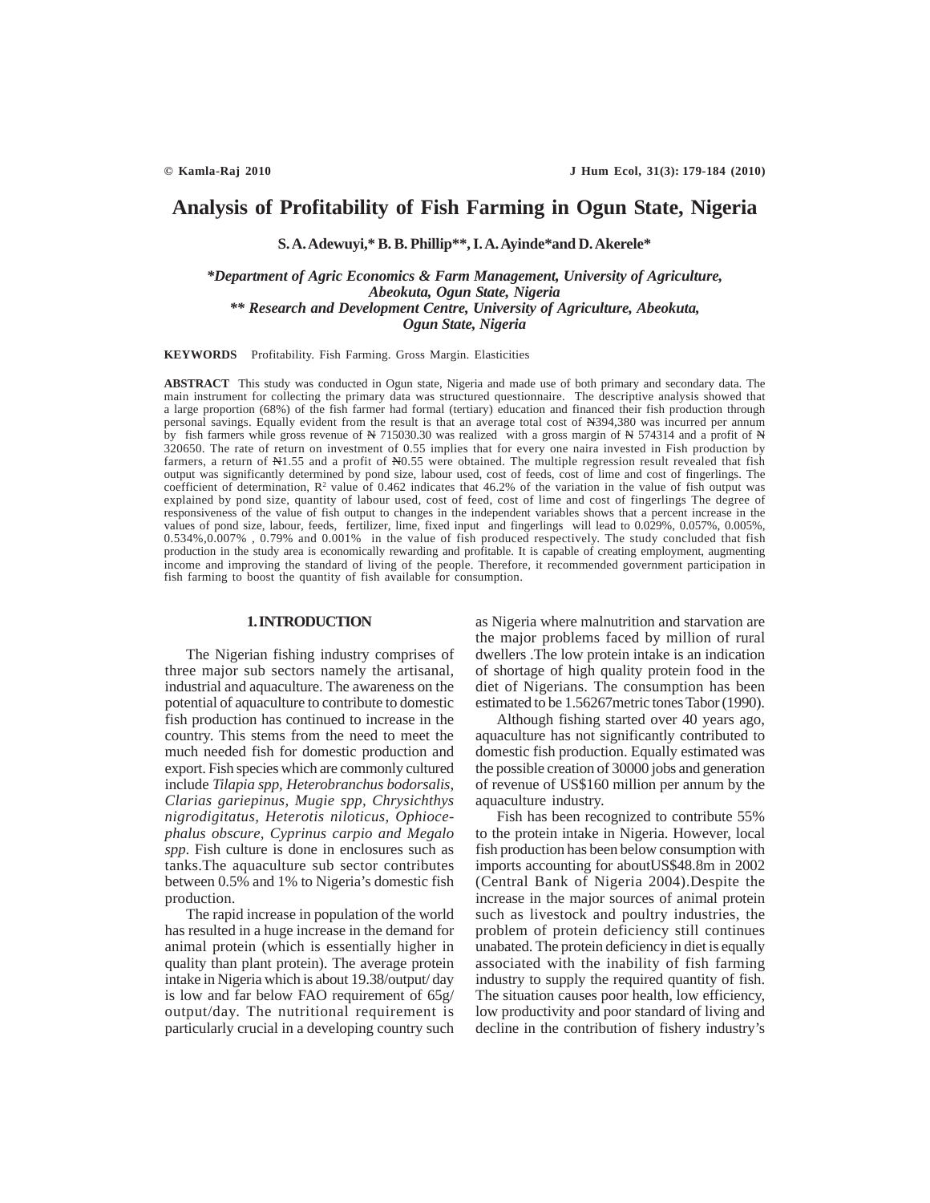# Analysis of Profitability of Fish Farming in Ogun State, Nigeria

**S. A. Adewuyi,\* B. B. Phillip\*\*, I. A. Ayinde\*and D. Akerele\***

***Department of Agric Economics & Farm Management, University of Agriculture, Abeokuta, Ogun State, Nigeria***
***\*\* Research and Development Centre, University of Agriculture, Abeokuta, Ogun State, Nigeria***

**KEYWORDS** Profitability. Fish Farming. Gross Margin. Elasticities

**ABSTRACT** This study was conducted in Ogun state, Nigeria and made use of both primary and secondary data. The main instrument for collecting the primary data was structured questionnaire. The descriptive analysis showed that a large proportion (68%) of the fish farmer had formal (tertiary) education and financed their fish production through personal savings. Equally evident from the result is that an average total cost of ₦394,380 was incurred per annum by fish farmers while gross revenue of ₦ 715030.30 was realized with a gross margin of ₦ 574314 and a profit of ₦ 320650. The rate of return on investment of 0.55 implies that for every one naira invested in Fish production by farmers, a return of ₦1.55 and a profit of ₦0.55 were obtained. The multiple regression result revealed that fish output was significantly determined by pond size, labour used, cost of feeds, cost of lime and cost of fingerlings. The coefficient of determination, $R^2$ value of 0.462 indicates that 46.2% of the variation in the value of fish output was explained by pond size, quantity of labour used, cost of feed, cost of lime and cost of fingerlings The degree of responsiveness of the value of fish output to changes in the independent variables shows that a percent increase in the values of pond size, labour, feeds, fertilizer, lime, fixed input and fingerlings will lead to 0.029%, 0.057%, 0.005%, 0.534%,0.007% , 0.79% and 0.001% in the value of fish produced respectively. The study concluded that fish production in the study area is economically rewarding and profitable. It is capable of creating employment, augmenting income and improving the standard of living of the people. Therefore, it recommended government participation in fish farming to boost the quantity of fish available for consumption.

## 1. INTRODUCTION

The Nigerian fishing industry comprises of three major sub sectors namely the artisanal, industrial and aquaculture. The awareness on the potential of aquaculture to contribute to domestic fish production has continued to increase in the country. This stems from the need to meet the much needed fish for domestic production and export. Fish species which are commonly cultured include *Tilapia spp, Heterobranchus bodorsalis, Clarias gariepinus, Mugie spp, Chrysichthys nigrodigitatus, Heterotis niloticus, Ophiocephalus obscure, Cyprinus carpio and Megalo spp*. Fish culture is done in enclosures such as tanks.The aquaculture sub sector contributes between 0.5% and 1% to Nigeria's domestic fish production.

The rapid increase in population of the world has resulted in a huge increase in the demand for animal protein (which is essentially higher in quality than plant protein). The average protein intake in Nigeria which is about 19.38/output/ day is low and far below FAO requirement of 65g/ output/day. The nutritional requirement is particularly crucial in a developing country such as Nigeria where malnutrition and starvation are the major problems faced by million of rural dwellers .The low protein intake is an indication of shortage of high quality protein food in the diet of Nigerians. The consumption has been estimated to be 1.56267metric tones Tabor (1990).

Although fishing started over 40 years ago, aquaculture has not significantly contributed to domestic fish production. Equally estimated was the possible creation of 30000 jobs and generation of revenue of US$160 million per annum by the aquaculture industry.

Fish has been recognized to contribute 55% to the protein intake in Nigeria. However, local fish production has been below consumption with imports accounting for aboutUS$48.8m in 2002 (Central Bank of Nigeria 2004).Despite the increase in the major sources of animal protein such as livestock and poultry industries, the problem of protein deficiency still continues unabated. The protein deficiency in diet is equally associated with the inability of fish farming industry to supply the required quantity of fish. The situation causes poor health, low efficiency, low productivity and poor standard of living and decline in the contribution of fishery industry's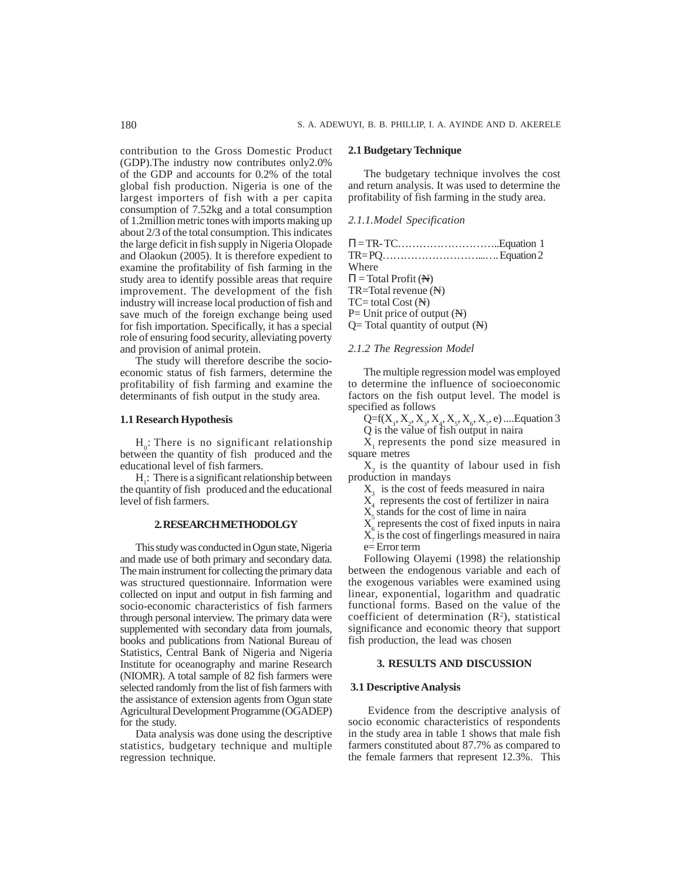contribution to the Gross Domestic Product (GDP).The industry now contributes only2.0% of the GDP and accounts for 0.2% of the total global fish production. Nigeria is one of the largest importers of fish with a per capita consumption of 7.52kg and a total consumption of 1.2million metric tones with imports making up about 2/3 of the total consumption. This indicates the large deficit in fish supply in Nigeria Olopade and Olaokun (2005). It is therefore expedient to examine the profitability of fish farming in the study area to identify possible areas that require improvement. The development of the fish industry will increase local production of fish and save much of the foreign exchange being used for fish importation. Specifically, it has a special role of ensuring food security, alleviating poverty and provision of animal protein.

The study will therefore describe the socio-economic status of fish farmers, determine the profitability of fish farming and examine the determinants of fish output in the study area.

### 1.1 Research Hypothesis

$H_0$: There is no significant relationship between the quantity of fish produced and the educational level of fish farmers.

$H_1$: There is a significant relationship between the quantity of fish produced and the educational level of fish farmers.

## 2. RESEARCH METHODOLGY

This study was conducted in Ogun state, Nigeria and made use of both primary and secondary data. The main instrument for collecting the primary data was structured questionnaire. Information were collected on input and output in fish farming and socio-economic characteristics of fish farmers through personal interview. The primary data were supplemented with secondary data from journals, books and publications from National Bureau of Statistics, Central Bank of Nigeria and Nigeria Institute for oceanography and marine Research (NIOMR). A total sample of 82 fish farmers were selected randomly from the list of fish farmers with the assistance of extension agents from Ogun state Agricultural Development Programme (OGADEP) for the study.

Data analysis was done using the descriptive statistics, budgetary technique and multiple regression technique.

### 2.1 Budgetary Technique

The budgetary technique involves the cost and return analysis. It was used to determine the profitability of fish farming in the study area.

*2.1.1.Model Specification*

$\Pi$ = TR- TC………………………..Equation 1

TR= PQ……………………….....…. Equation 2

Where

$\Pi$ = Total Profit (₦)

TR=Total revenue (₦)

TC= total Cost (₦)

P= Unit price of output (₦)

Q= Total quantity of output (₦)

*2.1.2 The Regression Model*

The multiple regression model was employed to determine the influence of socioeconomic factors on the fish output level. The model is specified as follows

$Q=f(X_1, X_2, X_3, X_4, X_5, X_6, X_7, e)$ ....Equation 3

Q is the value of fish output in naira

$X_1$ represents the pond size measured in square metres

$X_2$ is the quantity of labour used in fish production in mandays

$X_3$ is the cost of feeds measured in naira

$X_4$ represents the cost of fertilizer in naira

$X_5$ stands for the cost of lime in naira

$X_6$ represents the cost of fixed inputs in naira

$X_7$ is the cost of fingerlings measured in naira

e= Error term

Following Olayemi (1998) the relationship between the endogenous variable and each of the exogenous variables were examined using linear, exponential, logarithm and quadratic functional forms. Based on the value of the coefficient of determination ($R^2$), statistical significance and economic theory that support fish production, the lead was chosen

## 3. RESULTS AND DISCUSSION

### 3.1 Descriptive Analysis

Evidence from the descriptive analysis of socio economic characteristics of respondents in the study area in table 1 shows that male fish farmers constituted about 87.7% as compared to the female farmers that represent 12.3%. This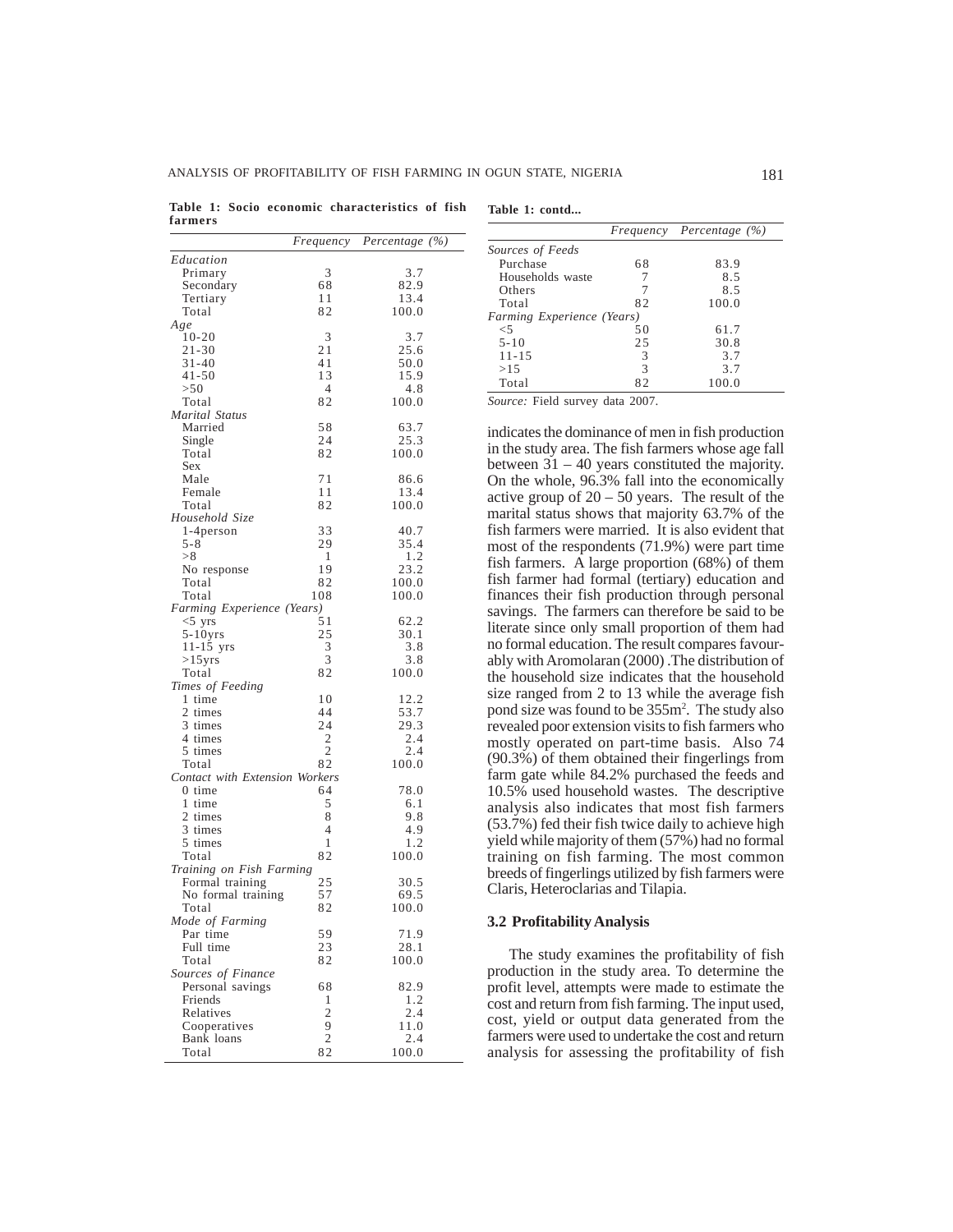**Table 1: Socio economic characteristics of fish farmers**

| | Frequency | Percentage (%) |
|---|---|---|
| *Education* | | |
| Primary | 3 | 3.7 |
| Secondary | 68 | 82.9 |
| Tertiary | 11 | 13.4 |
| Total | 82 | 100.0 |
| *Age* | | |
| 10-20 | 3 | 3.7 |
| 21-30 | 21 | 25.6 |
| 31-40 | 41 | 50.0 |
| 41-50 | 13 | 15.9 |
| >50 | 4 | 4.8 |
| Total | 82 | 100.0 |
| *Marital Status* | | |
| Married | 58 | 63.7 |
| Single | 24 | 25.3 |
| Total | 82 | 100.0 |
| Sex | | |
| Male | 71 | 86.6 |
| Female | 11 | 13.4 |
| Total | 82 | 100.0 |
| *Household Size* | | |
| 1-4person | 33 | 40.7 |
| 5-8 | 29 | 35.4 |
| >8 | 1 | 1.2 |
| No response | 19 | 23.2 |
| Total | 82 | 100.0 |
| Total | 108 | 100.0 |
| *Farming Experience (Years)* | | |
| <5 yrs | 51 | 62.2 |
| 5-10yrs | 25 | 30.1 |
| 11-15 yrs | 3 | 3.8 |
| >15yrs | 3 | 3.8 |
| Total | 82 | 100.0 |
| *Times of Feeding* | | |
| 1 time | 10 | 12.2 |
| 2 times | 44 | 53.7 |
| 3 times | 24 | 29.3 |
| 4 times | 2 | 2.4 |
| 5 times | 2 | 2.4 |
| Total | 82 | 100.0 |
| *Contact with Extension Workers* | | |
| 0 time | 64 | 78.0 |
| 1 time | 5 | 6.1 |
| 2 times | 8 | 9.8 |
| 3 times | 4 | 4.9 |
| 5 times | 1 | 1.2 |
| Total | 82 | 100.0 |
| *Training on Fish Farming* | | |
| Formal training | 25 | 30.5 |
| No formal training | 57 | 69.5 |
| Total | 82 | 100.0 |
| *Mode of Farming* | | |
| Par time | 59 | 71.9 |
| Full time | 23 | 28.1 |
| Total | 82 | 100.0 |
| *Sources of Finance* | | |
| Personal savings | 68 | 82.9 |
| Friends | 1 | 1.2 |
| Relatives | 2 | 2.4 |
| Cooperatives | 9 | 11.0 |
| Bank loans | 2 | 2.4 |
| Total | 82 | 100.0 |
| *Sources of Feeds* | | |
| Purchase | 68 | 83.9 |
| Households waste | 7 | 8.5 |
| Others | 7 | 8.5 |
| Total | 82 | 100.0 |
| *Farming Experience (Years)* | | |
| <5 | 50 | 61.7 |
| 5-10 | 25 | 30.8 |
| 11-15 | 3 | 3.7 |
| >15 | 3 | 3.7 |
| Total | 82 | 100.0 |

*Source:* Field survey data 2007.

indicates the dominance of men in fish production in the study area. The fish farmers whose age fall between 31 – 40 years constituted the majority. On the whole, 96.3% fall into the economically active group of 20 – 50 years. The result of the marital status shows that majority 63.7% of the fish farmers were married. It is also evident that most of the respondents (71.9%) were part time fish farmers. A large proportion (68%) of them fish farmer had formal (tertiary) education and finances their fish production through personal savings. The farmers can therefore be said to be literate since only small proportion of them had no formal education. The result compares favourably with Aromolaran (2000) .The distribution of the household size indicates that the household size ranged from 2 to 13 while the average fish pond size was found to be 355m$^2$. The study also revealed poor extension visits to fish farmers who mostly operated on part-time basis. Also 74 (90.3%) of them obtained their fingerlings from farm gate while 84.2% purchased the feeds and 10.5% used household wastes. The descriptive analysis also indicates that most fish farmers (53.7%) fed their fish twice daily to achieve high yield while majority of them (57%) had no formal training on fish farming. The most common breeds of fingerlings utilized by fish farmers were Claris, Heteroclarias and Tilapia.

### 3.2 Profitability Analysis

The study examines the profitability of fish production in the study area. To determine the profit level, attempts were made to estimate the cost and return from fish farming. The input used, cost, yield or output data generated from the farmers were used to undertake the cost and return analysis for assessing the profitability of fish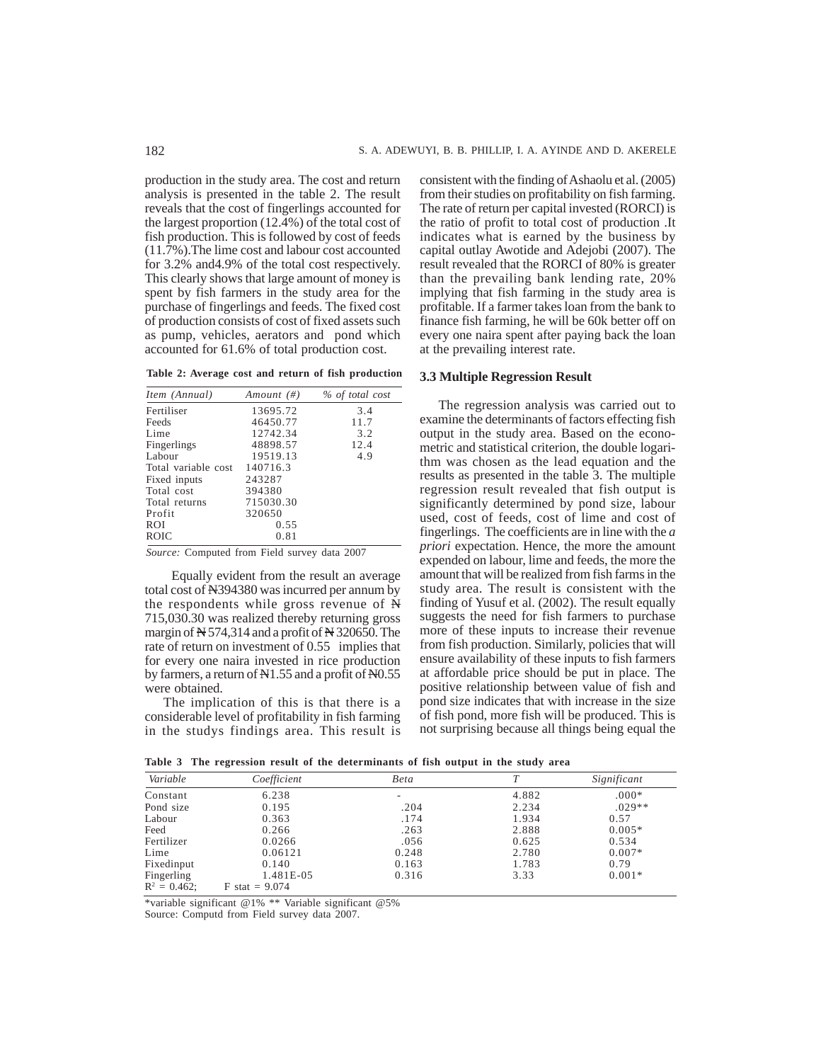production in the study area. The cost and return analysis is presented in the table 2. The result reveals that the cost of fingerlings accounted for the largest proportion (12.4%) of the total cost of fish production. This is followed by cost of feeds (11.7%).The lime cost and labour cost accounted for 3.2% and4.9% of the total cost respectively. This clearly shows that large amount of money is spent by fish farmers in the study area for the purchase of fingerlings and feeds. The fixed cost of production consists of cost of fixed assets such as pump, vehicles, aerators and pond which accounted for 61.6% of total production cost.

**Table 2: Average cost and return of fish production**

| *Item (Annual)* | *Amount (#)* | *% of total cost* |
|---|---|---|
| Fertiliser | 13695.72 | 3.4 |
| Feeds | 46450.77 | 11.7 |
| Lime | 12742.34 | 3.2 |
| Fingerlings | 48898.57 | 12.4 |
| Labour | 19519.13 | 4.9 |
| Total variable cost | 140716.3 | |
| Fixed inputs | 243287 | |
| Total cost | 394380 | |
| Total returns | 715030.30 | |
| Profit | 320650 | |
| ROI | 0.55 | |
| ROIC | 0.81 | |

*Source:* Computed from Field survey data 2007

Equally evident from the result an average total cost of ₦394380 was incurred per annum by the respondents while gross revenue of ₦ 715,030.30 was realized thereby returning gross margin of ₦ 574,314 and a profit of ₦ 320650. The rate of return on investment of 0.55 implies that for every one naira invested in rice production by farmers, a return of ₦1.55 and a profit of ₦0.55 were obtained.

The implication of this is that there is a considerable level of profitability in fish farming in the studys findings area. This result is consistent with the finding of Ashaolu et al. (2005) from their studies on profitability on fish farming. The rate of return per capital invested (RORCI) is the ratio of profit to total cost of production .It indicates what is earned by the business by capital outlay Awotide and Adejobi (2007). The result revealed that the RORCI of 80% is greater than the prevailing bank lending rate, 20% implying that fish farming in the study area is profitable. If a farmer takes loan from the bank to finance fish farming, he will be 60k better off on every one naira spent after paying back the loan at the prevailing interest rate.

### 3.3 Multiple Regression Result

The regression analysis was carried out to examine the determinants of factors effecting fish output in the study area. Based on the econometric and statistical criterion, the double logarithm was chosen as the lead equation and the results as presented in the table 3. The multiple regression result revealed that fish output is significantly determined by pond size, labour used, cost of feeds, cost of lime and cost of fingerlings. The coefficients are in line with the *a priori* expectation. Hence, the more the amount expended on labour, lime and feeds, the more the amount that will be realized from fish farms in the study area. The result is consistent with the finding of Yusuf et al. (2002). The result equally suggests the need for fish farmers to purchase more of these inputs to increase their revenue from fish production. Similarly, policies that will ensure availability of these inputs to fish farmers at affordable price should be put in place. The positive relationship between value of fish and pond size indicates that with increase in the size of fish pond, more fish will be produced. This is not surprising because all things being equal the

**Table 3 The regression result of the determinants of fish output in the study area**

| *Variable* | *Coefficient* | *Beta* | *T* | *Significant* |
|---|---|---|---|---|
| Constant | 6.238 | - | 4.882 | .000* |
| Pond size | 0.195 | .204 | 2.234 | .029** |
| Labour | 0.363 | .174 | 1.934 | 0.57 |
| Feed | 0.266 | .263 | 2.888 | 0.005* |
| Fertilizer | 0.0266 | .056 | 0.625 | 0.534 |
| Lime | 0.06121 | 0.248 | 2.780 | 0.007* |
| Fixedinput | 0.140 | 0.163 | 1.783 | 0.79 |
| Fingerling | 1.481E-05 | 0.316 | 3.33 | 0.001* |
| $R^2$ = 0.462; | F stat = 9.074 | | | |

*variable significant @1% ** Variable significant @5%
Source: Computd from Field survey data 2007.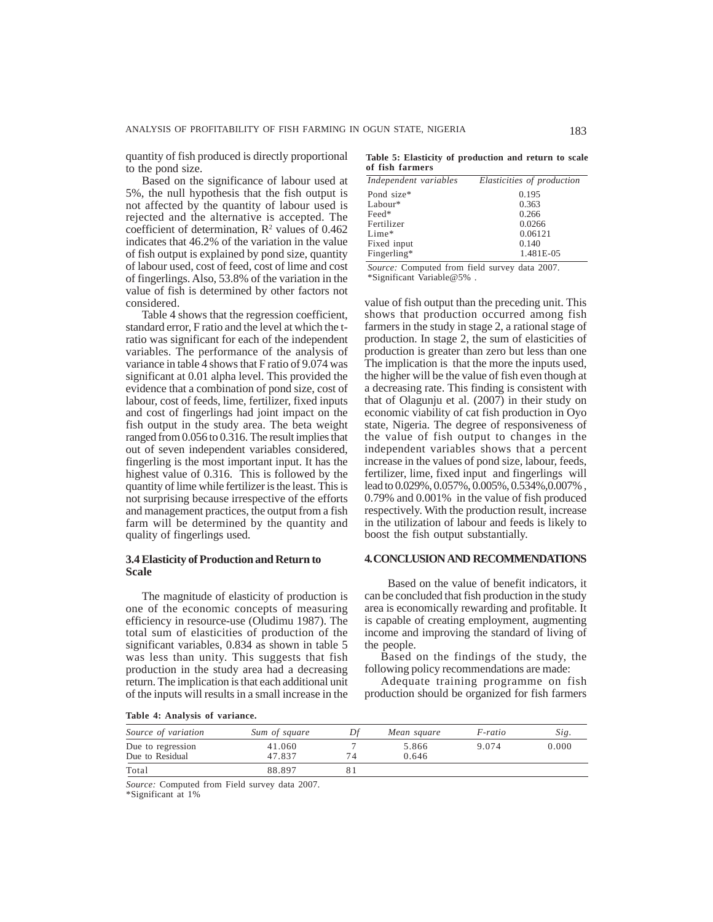quantity of fish produced is directly proportional to the pond size.

Based on the significance of labour used at 5%, the null hypothesis that the fish output is not affected by the quantity of labour used is rejected and the alternative is accepted. The coefficient of determination, $R^2$ values of 0.462 indicates that 46.2% of the variation in the value of fish output is explained by pond size, quantity of labour used, cost of feed, cost of lime and cost of fingerlings. Also, 53.8% of the variation in the value of fish is determined by other factors not considered.

Table 4 shows that the regression coefficient, standard error, F ratio and the level at which the t-ratio was significant for each of the independent variables. The performance of the analysis of variance in table 4 shows that F ratio of 9.074 was significant at 0.01 alpha level. This provided the evidence that a combination of pond size, cost of labour, cost of feeds, lime, fertilizer, fixed inputs and cost of fingerlings had joint impact on the fish output in the study area. The beta weight ranged from 0.056 to 0.316. The result implies that out of seven independent variables considered, fingerling is the most important input. It has the highest value of 0.316. This is followed by the quantity of lime while fertilizer is the least. This is not surprising because irrespective of the efforts and management practices, the output from a fish farm will be determined by the quantity and quality of fingerlings used.

### 3.4 Elasticity of Production and Return to Scale

The magnitude of elasticity of production is one of the economic concepts of measuring efficiency in resource-use (Oludimu 1987). The total sum of elasticities of production of the significant variables, 0.834 as shown in table 5 was less than unity. This suggests that fish production in the study area had a decreasing return. The implication is that each additional unit of the inputs will results in a small increase in the value of fish output than the preceding unit. This shows that production occurred among fish farmers in the study in stage 2, a rational stage of production. In stage 2, the sum of elasticities of production is greater than zero but less than one The implication is that the more the inputs used, the higher will be the value of fish even though at a decreasing rate. This finding is consistent with that of Olagunju et al. (2007) in their study on economic viability of cat fish production in Oyo state, Nigeria. The degree of responsiveness of the value of fish output to changes in the independent variables shows that a percent increase in the values of pond size, labour, feeds, fertilizer, lime, fixed input and fingerlings will lead to 0.029%, 0.057%, 0.005%, 0.534%,0.007% , 0.79% and 0.001% in the value of fish produced respectively. With the production result, increase in the utilization of labour and feeds is likely to boost the fish output substantially.

**Table 5: Elasticity of production and return to scale of fish farmers**

| *Independent variables* | *Elasticities of production* |
|---|---|
| Pond size* | 0.195 |
| Labour* | 0.363 |
| Feed* | 0.266 |
| Fertilizer | 0.0266 |
| Lime* | 0.06121 |
| Fixed input | 0.140 |
| Fingerling* | 1.481E-05 |

*Source:* Computed from field survey data 2007.
*Significant Variable@5% .

## 4. CONCLUSION AND RECOMMENDATIONS

Based on the value of benefit indicators, it can be concluded that fish production in the study area is economically rewarding and profitable. It is capable of creating employment, augmenting income and improving the standard of living of the people.

Based on the findings of the study, the following policy recommendations are made:

Adequate training programme on fish production should be organized for fish farmers

**Table 4: Analysis of variance.**

| *Source of variation* | *Sum of square* | *Df* | *Mean square* | *F-ratio* | *Sig.* |
|---|---|---|---|---|---|
| Due to regression | 41.060 | 7 | 5.866 | 9.074 | 0.000 |
| Due to Residual | 47.837 | 74 | 0.646 | | |
| Total | 88.897 | 81 | | | |

*Source:* Computed from Field survey data 2007.
*Significant at 1%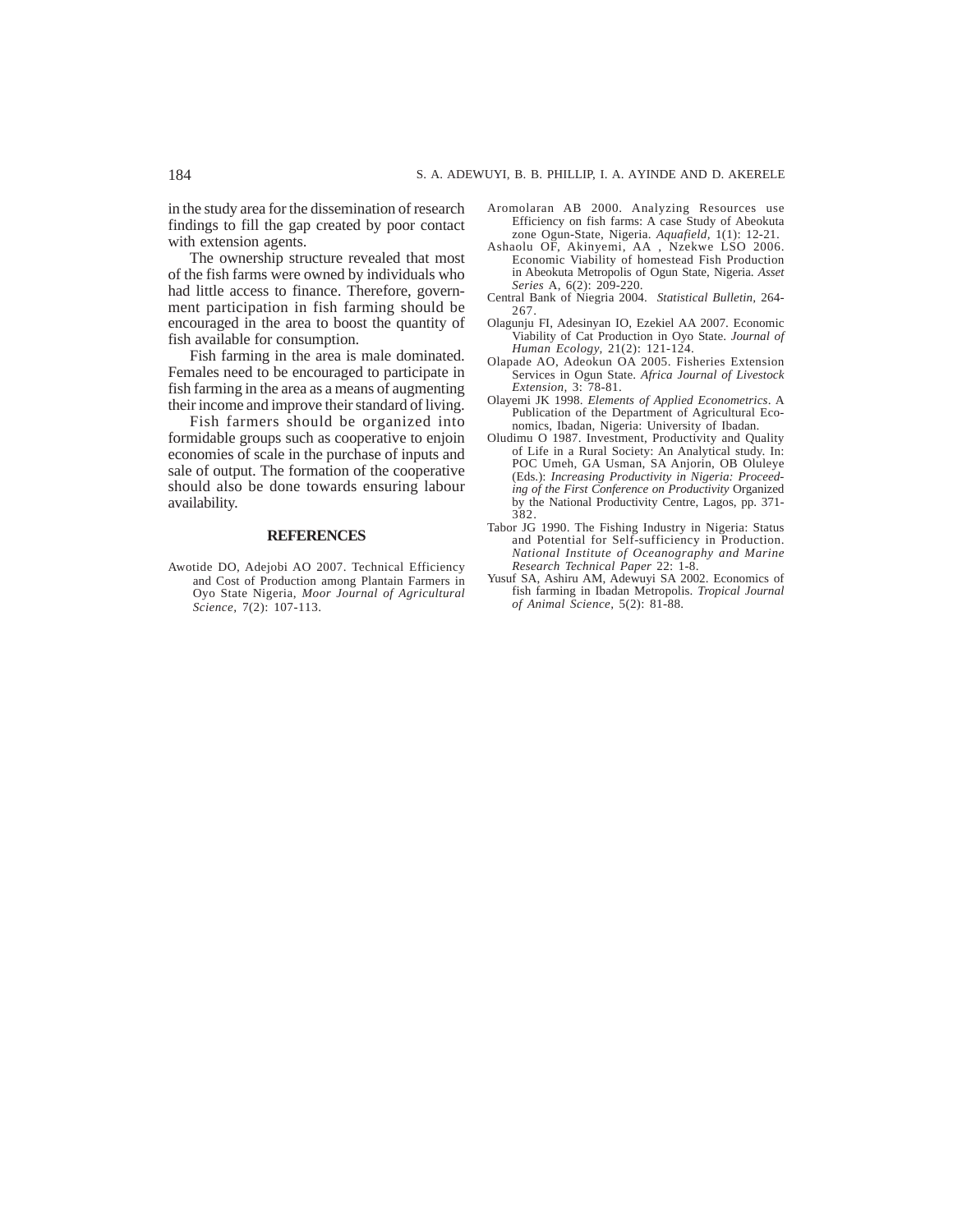in the study area for the dissemination of research findings to fill the gap created by poor contact with extension agents.

The ownership structure revealed that most of the fish farms were owned by individuals who had little access to finance. Therefore, government participation in fish farming should be encouraged in the area to boost the quantity of fish available for consumption.

Fish farming in the area is male dominated. Females need to be encouraged to participate in fish farming in the area as a means of augmenting their income and improve their standard of living.

Fish farmers should be organized into formidable groups such as cooperative to enjoin economies of scale in the purchase of inputs and sale of output. The formation of the cooperative should also be done towards ensuring labour availability.

## REFERENCES

Awotide DO, Adejobi AO 2007. Technical Efficiency and Cost of Production among Plantain Farmers in Oyo State Nigeria, *Moor Journal of Agricultural Science*, 7(2): 107-113.

Aromolaran AB 2000. Analyzing Resources use Efficiency on fish farms: A case Study of Abeokuta zone Ogun-State, Nigeria. *Aquafield,* 1(1): 12-21.

Ashaolu OF, Akinyemi, AA , Nzekwe LSO 2006. Economic Viability of homestead Fish Production in Abeokuta Metropolis of Ogun State, Nigeria. *Asset Series* A, 6(2): 209-220.

Central Bank of Niegria 2004. *Statistical Bulletin,* 264-267.

Olagunju FI, Adesinyan IO, Ezekiel AA 2007. Economic Viability of Cat Production in Oyo State. *Journal of Human Ecology,* 21(2): 121-124.

Olapade AO, Adeokun OA 2005. Fisheries Extension Services in Ogun State. *Africa Journal of Livestock Extension,* 3: 78-81.

Olayemi JK 1998. *Elements of Applied Econometrics*. A Publication of the Department of Agricultural Economics, Ibadan, Nigeria: University of Ibadan.

Oludimu O 1987. Investment, Productivity and Quality of Life in a Rural Society: An Analytical study. In: POC Umeh, GA Usman, SA Anjorin, OB Oluleye (Eds.): *Increasing Productivity in Nigeria: Proceeding of the First Conference on Productivity* Organized by the National Productivity Centre, Lagos, pp. 371-382.

Tabor JG 1990. The Fishing Industry in Nigeria: Status and Potential for Self-sufficiency in Production. *National Institute of Oceanography and Marine Research Technical Paper* 22: 1-8.

Yusuf SA, Ashiru AM, Adewuyi SA 2002. Economics of fish farming in Ibadan Metropolis. *Tropical Journal of Animal Science,* 5(2): 81-88.